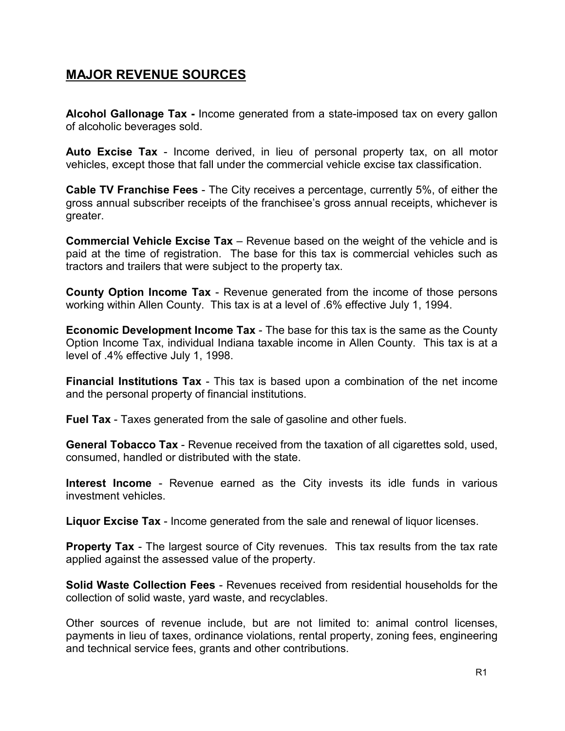## MAJOR REVENUE SOURCES

**Alcohol Gallonage Tax -** Income generated from a state-imposed tax on every gallon of alcoholic beverages sold.

**Auto Excise Tax** - Income derived, in lieu of personal property tax, on all motor vehicles, except those that fall under the commercial vehicle excise tax classification.

**Cable TV Franchise Fees** - The City receives a percentage, currently 5%, of either the gross annual subscriber receipts of the franchisee's gross annual receipts, whichever is greater.

**Commercial Vehicle Excise Tax** – Revenue based on the weight of the vehicle and is paid at the time of registration. The base for this tax is commercial vehicles such as tractors and trailers that were subject to the property tax.

**County Option Income Tax** - Revenue generated from the income of those persons working within Allen County. This tax is at a level of .6% effective July 1, 1994.

**Economic Development Income Tax** - The base for this tax is the same as the County Option Income Tax, individual Indiana taxable income in Allen County. This tax is at a level of .4% effective July 1, 1998.

**Financial Institutions Tax** - This tax is based upon a combination of the net income and the personal property of financial institutions.

**Fuel Tax** - Taxes generated from the sale of gasoline and other fuels.

**General Tobacco Tax** - Revenue received from the taxation of all cigarettes sold, used, consumed, handled or distributed with the state.

**Interest Income** - Revenue earned as the City invests its idle funds in various investment vehicles.

**Liquor Excise Tax** - Income generated from the sale and renewal of liquor licenses.

**Property Tax** - The largest source of City revenues. This tax results from the tax rate applied against the assessed value of the property.

**Solid Waste Collection Fees** - Revenues received from residential households for the collection of solid waste, yard waste, and recyclables.

Other sources of revenue include, but are not limited to: animal control licenses, payments in lieu of taxes, ordinance violations, rental property, zoning fees, engineering and technical service fees, grants and other contributions.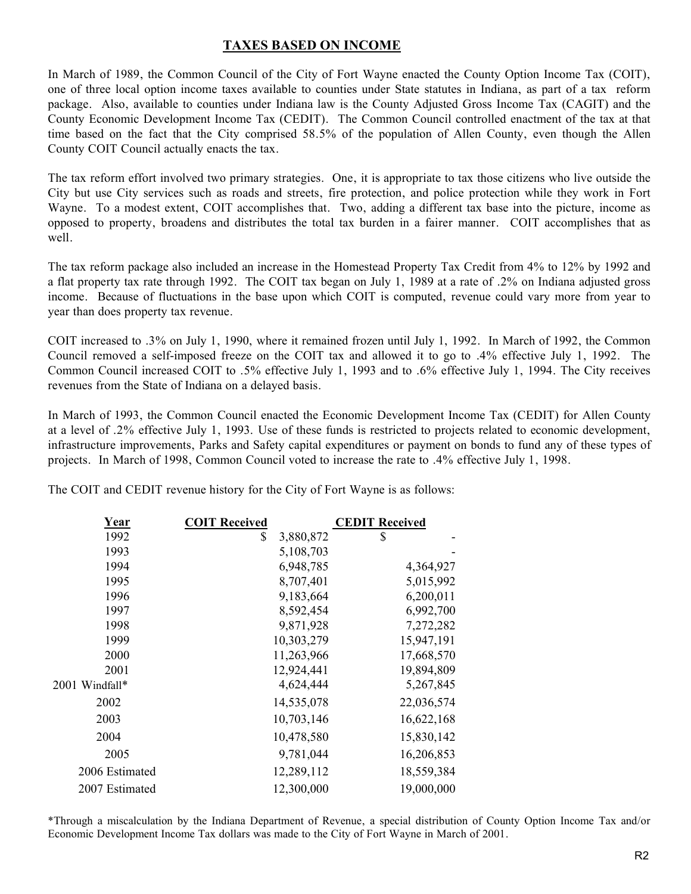## TAXES BASED ON INCOME

In March of 1989, the Common Council of the City of Fort Wayne enacted the County Option Income Tax (COIT), one of three local option income taxes available to counties under State statutes in Indiana, as part of a tax reform package. Also, available to counties under Indiana law is the County Adjusted Gross Income Tax (CAGIT) and the County Economic Development Income Tax (CEDIT). The Common Council controlled enactment of the tax at that time based on the fact that the City comprised 58.5% of the population of Allen County, even though the Allen County COIT Council actually enacts the tax.

The tax reform effort involved two primary strategies. One, it is appropriate to tax those citizens who live outside the City but use City services such as roads and streets, fire protection, and police protection while they work in Fort Wayne. To a modest extent, COIT accomplishes that. Two, adding a different tax base into the picture, income as opposed to property, broadens and distributes the total tax burden in a fairer manner. COIT accomplishes that as well.

The tax reform package also included an increase in the Homestead Property Tax Credit from 4% to 12% by 1992 and a flat property tax rate through 1992. The COIT tax began on July 1, 1989 at a rate of .2% on Indiana adjusted gross income. Because of fluctuations in the base upon which COIT is computed, revenue could vary more from year to year than does property tax revenue.

COIT increased to .3% on July 1, 1990, where it remained frozen until July 1, 1992. In March of 1992, the Common Council removed a self-imposed freeze on the COIT tax and allowed it to go to .4% effective July 1, 1992. The Common Council increased COIT to .5% effective July 1, 1993 and to .6% effective July 1, 1994. The City receives revenues from the State of Indiana on a delayed basis.

In March of 1993, the Common Council enacted the Economic Development Income Tax (CEDIT) for Allen County at a level of .2% effective July 1, 1993. Use of these funds is restricted to projects related to economic development, infrastructure improvements, Parks and Safety capital expenditures or payment on bonds to fund any of these types of projects. In March of 1998, Common Council voted to increase the rate to .4% effective July 1, 1998.

The COIT and CEDIT revenue history for the City of Fort Wayne is as follows:

| Year | COIT Received | CEDIT Received |
|---|---|---|
| 1992 | $ 3,880,872 | $ - |
| 1993 | 5,108,703 | - |
| 1994 | 6,948,785 | 4,364,927 |
| 1995 | 8,707,401 | 5,015,992 |
| 1996 | 9,183,664 | 6,200,011 |
| 1997 | 8,592,454 | 6,992,700 |
| 1998 | 9,871,928 | 7,272,282 |
| 1999 | 10,303,279 | 15,947,191 |
| 2000 | 11,263,966 | 17,668,570 |
| 2001 | 12,924,441 | 19,894,809 |
| 2001 Windfall* | 4,624,444 | 5,267,845 |
| 2002 | 14,535,078 | 22,036,574 |
| 2003 | 10,703,146 | 16,622,168 |
| 2004 | 10,478,580 | 15,830,142 |
| 2005 | 9,781,044 | 16,206,853 |
| 2006 Estimated | 12,289,112 | 18,559,384 |
| 2007 Estimated | 12,300,000 | 19,000,000 |

*Through a miscalculation by the Indiana Department of Revenue, a special distribution of County Option Income Tax and/or Economic Development Income Tax dollars was made to the City of Fort Wayne in March of 2001.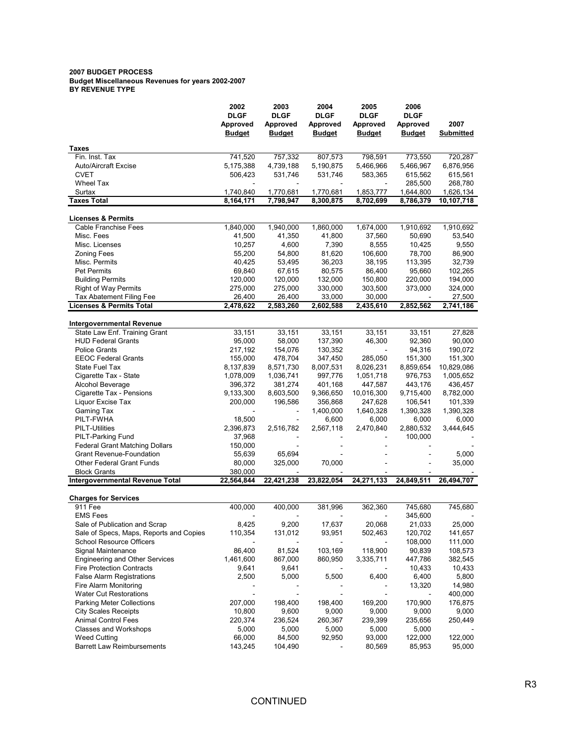**2007 BUDGET PROCESS**
**Budget Miscellaneous Revenues for years 2002-2007**
**BY REVENUE TYPE**

| | 2002 DLGF Approved Budget | 2003 DLGF Approved Budget | 2004 DLGF Approved Budget | 2005 DLGF Approved Budget | 2006 DLGF Approved Budget | 2007 Submitted |
|---|---|---|---|---|---|---|
| **Taxes** | | | | | | |
| Fin. Inst. Tax | 741,520 | 757,332 | 807,573 | 798,591 | 773,550 | 720,287 |
| Auto/Aircraft Excise | 5,175,388 | 4,739,188 | 5,190,875 | 5,466,966 | 5,466,967 | 6,876,956 |
| CVET | 506,423 | 531,746 | 531,746 | 583,365 | 615,562 | 615,561 |
| Wheel Tax | - | - | - | - | 285,500 | 268,780 |
| Surtax | 1,740,840 | 1,770,681 | 1,770,681 | 1,853,777 | 1,644,800 | 1,626,134 |
| **Taxes Total** | **8,164,171** | **7,798,947** | **8,300,875** | **8,702,699** | **8,786,379** | **10,107,718** |
| **Licenses & Permits** | | | | | | |
| Cable Franchise Fees | 1,840,000 | 1,940,000 | 1,860,000 | 1,674,000 | 1,910,692 | 1,910,692 |
| Misc. Fees | 41,500 | 41,350 | 41,800 | 37,560 | 50,690 | 53,540 |
| Misc. Licenses | 10,257 | 4,600 | 7,390 | 8,555 | 10,425 | 9,550 |
| Zoning Fees | 55,200 | 54,800 | 81,620 | 106,600 | 78,700 | 86,900 |
| Misc. Permits | 40,425 | 53,495 | 36,203 | 38,195 | 113,395 | 32,739 |
| Pet Permits | 69,840 | 67,615 | 80,575 | 86,400 | 95,660 | 102,265 |
| Building Permits | 120,000 | 120,000 | 132,000 | 150,800 | 220,000 | 194,000 |
| Right of Way Permits | 275,000 | 275,000 | 330,000 | 303,500 | 373,000 | 324,000 |
| Tax Abatement Filing Fee | 26,400 | 26,400 | 33,000 | 30,000 | - | 27,500 |
| **Licenses & Permits Total** | **2,478,622** | **2,583,260** | **2,602,588** | **2,435,610** | **2,852,562** | **2,741,186** |
| **Intergovernmental Revenue** | | | | | | |
| State Law Enf. Training Grant | 33,151 | 33,151 | 33,151 | 33,151 | 33,151 | 27,828 |
| HUD Federal Grants | 95,000 | 58,000 | 137,390 | 46,300 | 92,360 | 90,000 |
| Police Grants | 217,192 | 154,076 | 130,352 | - | 94,316 | 190,072 |
| EEOC Federal Grants | 155,000 | 478,704 | 347,450 | 285,050 | 151,300 | 151,300 |
| State Fuel Tax | 8,137,839 | 8,571,730 | 8,007,531 | 8,026,231 | 8,859,654 | 10,829,086 |
| Cigarette Tax - State | 1,078,009 | 1,036,741 | 997,776 | 1,051,718 | 976,753 | 1,005,652 |
| Alcohol Beverage | 396,372 | 381,274 | 401,168 | 447,587 | 443,176 | 436,457 |
| Cigarette Tax - Pensions | 9,133,300 | 8,603,500 | 9,366,650 | 10,016,300 | 9,715,400 | 8,782,000 |
| Liquor Excise Tax | 200,000 | 196,586 | 356,868 | 247,628 | 106,541 | 101,339 |
| Gaming Tax | - | - | 1,400,000 | 1,640,328 | 1,390,328 | 1,390,328 |
| PILT-FWHA | 18,500 | - | 6,600 | 6,000 | 6,000 | 6,000 |
| PILT-Utilities | 2,396,873 | 2,516,782 | 2,567,118 | 2,470,840 | 2,880,532 | 3,444,645 |
| PILT-Parking Fund | 37,968 | - | - | - | 100,000 | - |
| Federal Grant Matching Dollars | 150,000 | - | - | - | - | - |
| Grant Revenue-Foundation | 55,639 | 65,694 | - | - | - | 5,000 |
| Other Federal Grant Funds | 80,000 | 325,000 | 70,000 | - | - | 35,000 |
| Block Grants | 380,000 | - | - | - | - | - |
| **Intergovernmental Revenue Total** | **22,564,844** | **22,421,238** | **23,822,054** | **24,271,133** | **24,849,511** | **26,494,707** |
| **Charges for Services** | | | | | | |
| 911 Fee | 400,000 | 400,000 | 381,996 | 362,360 | 745,680 | 745,680 |
| EMS Fees | - | - | - | - | 345,600 | - |
| Sale of Publication and Scrap | 8,425 | 9,200 | 17,637 | 20,068 | 21,033 | 25,000 |
| Sale of Specs, Maps, Reports and Copies | 110,354 | 131,012 | 93,951 | 502,463 | 120,702 | 141,657 |
| School Resource Officers | - | - | - | - | 108,000 | 111,000 |
| Signal Maintenance | 86,400 | 81,524 | 103,169 | 118,900 | 90,839 | 108,573 |
| Engineering and Other Services | 1,461,600 | 867,000 | 860,950 | 3,335,711 | 447,786 | 382,545 |
| Fire Protection Contracts | 9,641 | 9,641 | - | - | 10,433 | 10,433 |
| False Alarm Registrations | 2,500 | 5,000 | 5,500 | 6,400 | 6,400 | 5,800 |
| Fire Alarm Monitoring | - | - | - | - | 13,320 | 14,980 |
| Water Cut Restorations | - | - | - | - | - | 400,000 |
| Parking Meter Collections | 207,000 | 198,400 | 198,400 | 169,200 | 170,900 | 176,875 |
| City Scales Receipts | 10,800 | 9,600 | 9,000 | 9,000 | 9,000 | 9,000 |
| Animal Control Fees | 220,374 | 236,524 | 260,367 | 239,399 | 235,656 | 250,449 |
| Classes and Workshops | 5,000 | 5,000 | 5,000 | 5,000 | 5,000 | - |
| Weed Cutting | 66,000 | 84,500 | 92,950 | 93,000 | 122,000 | 122,000 |
| Barrett Law Reimbursements | 143,245 | 104,490 | - | 80,569 | 85,953 | 95,000 |

CONTINUED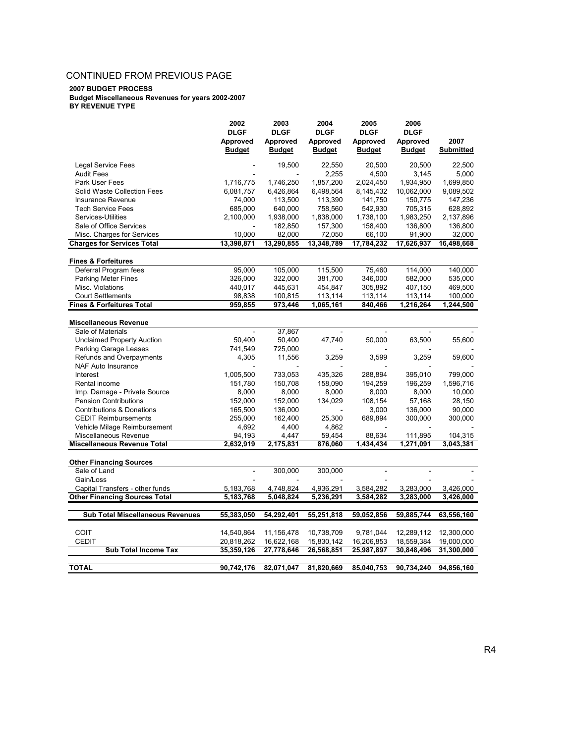CONTINUED FROM PREVIOUS PAGE

**2007 BUDGET PROCESS**
**Budget Miscellaneous Revenues for years 2002-2007**
**BY REVENUE TYPE**

| | 2002 DLGF Approved Budget | 2003 DLGF Approved Budget | 2004 DLGF Approved Budget | 2005 DLGF Approved Budget | 2006 DLGF Approved Budget | 2007 Submitted |
|---|---|---|---|---|---|---|
| Legal Service Fees | - | 19,500 | 22,550 | 20,500 | 20,500 | 22,500 |
| Audit Fees | - | - | 2,255 | 4,500 | 3,145 | 5,000 |
| Park User Fees | 1,716,775 | 1,746,250 | 1,857,200 | 2,024,450 | 1,934,950 | 1,699,850 |
| Solid Waste Collection Fees | 6,081,757 | 6,426,864 | 6,498,564 | 8,145,432 | 10,062,000 | 9,089,502 |
| Insurance Revenue | 74,000 | 113,500 | 113,390 | 141,750 | 150,775 | 147,236 |
| Tech Service Fees | 685,000 | 640,000 | 758,560 | 542,930 | 705,315 | 628,892 |
| Services-Utilities | 2,100,000 | 1,938,000 | 1,838,000 | 1,738,100 | 1,983,250 | 2,137,896 |
| Sale of Office Services | - | 182,850 | 157,300 | 158,400 | 136,800 | 136,800 |
| Misc. Charges for Services | 10,000 | 82,000 | 72,050 | 66,100 | 91,900 | 32,000 |
| **Charges for Services Total** | **13,398,871** | **13,290,855** | **13,348,789** | **17,784,232** | **17,626,937** | **16,498,668** |
| **Fines & Forfeitures** | | | | | | |
| Deferral Program fees | 95,000 | 105,000 | 115,500 | 75,460 | 114,000 | 140,000 |
| Parking Meter Fines | 326,000 | 322,000 | 381,700 | 346,000 | 582,000 | 535,000 |
| Misc. Violations | 440,017 | 445,631 | 454,847 | 305,892 | 407,150 | 469,500 |
| Court Settlements | 98,838 | 100,815 | 113,114 | 113,114 | 113,114 | 100,000 |
| **Fines & Forfeitures Total** | **959,855** | **973,446** | **1,065,161** | **840,466** | **1,216,264** | **1,244,500** |
| **Miscellaneous Revenue** | | | | | | |
| Sale of Materials | - | 37,867 | - | - | - | - |
| Unclaimed Property Auction | 50,400 | 50,400 | 47,740 | 50,000 | 63,500 | 55,600 |
| Parking Garage Leases | 741,549 | 725,000 | - | - | - | - |
| Refunds and Overpayments | 4,305 | 11,556 | 3,259 | 3,599 | 3,259 | 59,600 |
| NAF Auto Insurance | - | - | - | - | - | - |
| Interest | 1,005,500 | 733,053 | 435,326 | 288,894 | 395,010 | 799,000 |
| Rental income | 151,780 | 150,708 | 158,090 | 194,259 | 196,259 | 1,596,716 |
| Imp. Damage - Private Source | 8,000 | 8,000 | 8,000 | 8,000 | 8,000 | 10,000 |
| Pension Contributions | 152,000 | 152,000 | 134,029 | 108,154 | 57,168 | 28,150 |
| Contributions & Donations | 165,500 | 136,000 | - | 3,000 | 136,000 | 90,000 |
| CEDIT Reimbursements | 255,000 | 162,400 | 25,300 | 689,894 | 300,000 | 300,000 |
| Vehicle Milage Reimbursement | 4,692 | 4,400 | 4,862 | - | - | - |
| Miscellaneous Revenue | 94,193 | 4,447 | 59,454 | 88,634 | 111,895 | 104,315 |
| **Miscellaneous Revenue Total** | **2,632,919** | **2,175,831** | **876,060** | **1,434,434** | **1,271,091** | **3,043,381** |
| **Other Financing Sources** | | | | | | |
| Sale of Land | - | 300,000 | 300,000 | - | - | - |
| Gain/Loss | - | - | - | - | - | - |
| Capital Transfers - other funds | 5,183,768 | 4,748,824 | 4,936,291 | 3,584,282 | 3,283,000 | 3,426,000 |
| **Other Financing Sources Total** | **5,183,768** | **5,048,824** | **5,236,291** | **3,584,282** | **3,283,000** | **3,426,000** |
| **Sub Total Miscellaneous Revenues** | **55,383,050** | **54,292,401** | **55,251,818** | **59,052,856** | **59,885,744** | **63,556,160** |
| COIT | 14,540,864 | 11,156,478 | 10,738,709 | 9,781,044 | 12,289,112 | 12,300,000 |
| CEDIT | 20,818,262 | 16,622,168 | 15,830,142 | 16,206,853 | 18,559,384 | 19,000,000 |
| **Sub Total Income Tax** | **35,359,126** | **27,778,646** | **26,568,851** | **25,987,897** | **30,848,496** | **31,300,000** |
| **TOTAL** | **90,742,176** | **82,071,047** | **81,820,669** | **85,040,753** | **90,734,240** | **94,856,160** |

R4